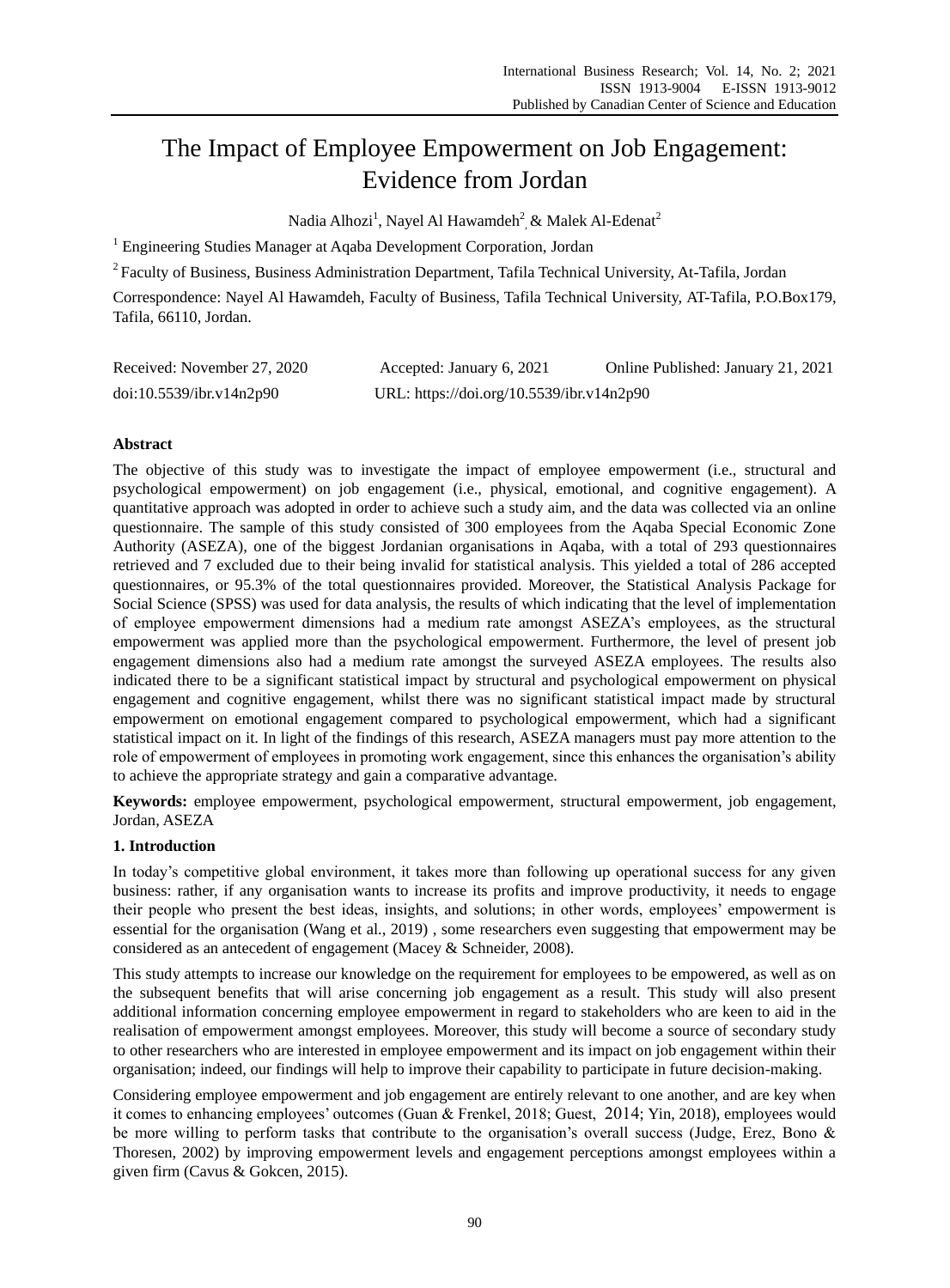# The Impact of Employee Empowerment on Job Engagement: Evidence from Jordan

Nadia Alhozi[1], Nayel Al Hawamdeh[2] & Malek Al-Edenat[2]

[1] Engineering Studies Manager at Aqaba Development Corporation, Jordan

[2] Faculty of Business, Business Administration Department, Tafila Technical University, At-Tafila, Jordan

Correspondence: Nayel Al Hawamdeh, Faculty of Business, Tafila Technical University, AT-Tafila, P.O.Box179, Tafila, 66110, Jordan.

Received: November 27, 2020  Accepted: January 6, 2021  Online Published: January 21, 2021

doi:10.5539/ibr.v14n2p90  URL: https://doi.org/10.5539/ibr.v14n2p90

**Abstract**

The objective of this study was to investigate the impact of employee empowerment (i.e., structural and psychological empowerment) on job engagement (i.e., physical, emotional, and cognitive engagement). A quantitative approach was adopted in order to achieve such a study aim, and the data was collected via an online questionnaire. The sample of this study consisted of 300 employees from the Aqaba Special Economic Zone Authority (ASEZA), one of the biggest Jordanian organisations in Aqaba, with a total of 293 questionnaires retrieved and 7 excluded due to their being invalid for statistical analysis. This yielded a total of 286 accepted questionnaires, or 95.3% of the total questionnaires provided. Moreover, the Statistical Analysis Package for Social Science (SPSS) was used for data analysis, the results of which indicating that the level of implementation of employee empowerment dimensions had a medium rate amongst ASEZA's employees, as the structural empowerment was applied more than the psychological empowerment. Furthermore, the level of present job engagement dimensions also had a medium rate amongst the surveyed ASEZA employees. The results also indicated there to be a significant statistical impact by structural and psychological empowerment on physical engagement and cognitive engagement, whilst there was no significant statistical impact made by structural empowerment on emotional engagement compared to psychological empowerment, which had a significant statistical impact on it. In light of the findings of this research, ASEZA managers must pay more attention to the role of empowerment of employees in promoting work engagement, since this enhances the organisation's ability to achieve the appropriate strategy and gain a comparative advantage.

**Keywords:** employee empowerment, psychological empowerment, structural empowerment, job engagement, Jordan, ASEZA

## 1. Introduction

In today's competitive global environment, it takes more than following up operational success for any given business: rather, if any organisation wants to increase its profits and improve productivity, it needs to engage their people who present the best ideas, insights, and solutions; in other words, employees' empowerment is essential for the organisation (Wang et al., 2019) , some researchers even suggesting that empowerment may be considered as an antecedent of engagement (Macey & Schneider, 2008).

This study attempts to increase our knowledge on the requirement for employees to be empowered, as well as on the subsequent benefits that will arise concerning job engagement as a result. This study will also present additional information concerning employee empowerment in regard to stakeholders who are keen to aid in the realisation of empowerment amongst employees. Moreover, this study will become a source of secondary study to other researchers who are interested in employee empowerment and its impact on job engagement within their organisation; indeed, our findings will help to improve their capability to participate in future decision-making.

Considering employee empowerment and job engagement are entirely relevant to one another, and are key when it comes to enhancing employees' outcomes (Guan & Frenkel, 2018; Guest, 2014; Yin, 2018), employees would be more willing to perform tasks that contribute to the organisation's overall success (Judge, Erez, Bono & Thoresen, 2002) by improving empowerment levels and engagement perceptions amongst employees within a given firm (Cavus & Gokcen, 2015).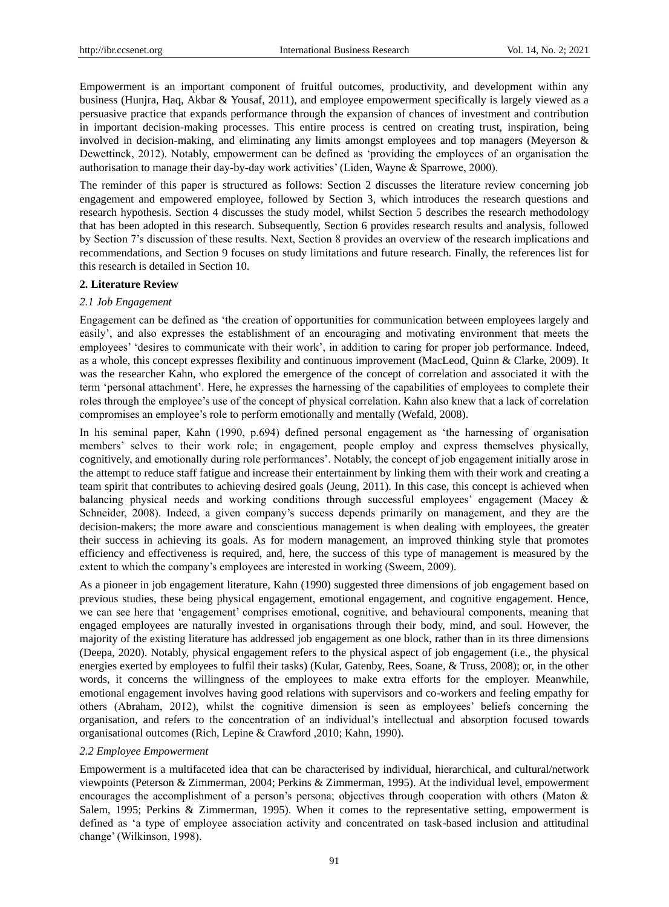Empowerment is an important component of fruitful outcomes, productivity, and development within any business (Hunjra, Haq, Akbar & Yousaf, 2011), and employee empowerment specifically is largely viewed as a persuasive practice that expands performance through the expansion of chances of investment and contribution in important decision-making processes. This entire process is centred on creating trust, inspiration, being involved in decision-making, and eliminating any limits amongst employees and top managers (Meyerson & Dewettinck, 2012). Notably, empowerment can be defined as 'providing the employees of an organisation the authorisation to manage their day-by-day work activities' (Liden, Wayne & Sparrowe, 2000).

The reminder of this paper is structured as follows: Section 2 discusses the literature review concerning job engagement and empowered employee, followed by Section 3, which introduces the research questions and research hypothesis. Section 4 discusses the study model, whilst Section 5 describes the research methodology that has been adopted in this research. Subsequently, Section 6 provides research results and analysis, followed by Section 7's discussion of these results. Next, Section 8 provides an overview of the research implications and recommendations, and Section 9 focuses on study limitations and future research. Finally, the references list for this research is detailed in Section 10.

## 2. Literature Review

### *2.1 Job Engagement*

Engagement can be defined as 'the creation of opportunities for communication between employees largely and easily', and also expresses the establishment of an encouraging and motivating environment that meets the employees' 'desires to communicate with their work', in addition to caring for proper job performance. Indeed, as a whole, this concept expresses flexibility and continuous improvement (MacLeod, Quinn & Clarke, 2009). It was the researcher Kahn, who explored the emergence of the concept of correlation and associated it with the term 'personal attachment'. Here, he expresses the harnessing of the capabilities of employees to complete their roles through the employee's use of the concept of physical correlation. Kahn also knew that a lack of correlation compromises an employee's role to perform emotionally and mentally (Wefald, 2008).

In his seminal paper, Kahn (1990, p.694) defined personal engagement as 'the harnessing of organisation members' selves to their work role; in engagement, people employ and express themselves physically, cognitively, and emotionally during role performances'. Notably, the concept of job engagement initially arose in the attempt to reduce staff fatigue and increase their entertainment by linking them with their work and creating a team spirit that contributes to achieving desired goals (Jeung, 2011). In this case, this concept is achieved when balancing physical needs and working conditions through successful employees' engagement (Macey & Schneider, 2008). Indeed, a given company's success depends primarily on management, and they are the decision-makers; the more aware and conscientious management is when dealing with employees, the greater their success in achieving its goals. As for modern management, an improved thinking style that promotes efficiency and effectiveness is required, and, here, the success of this type of management is measured by the extent to which the company's employees are interested in working (Sweem, 2009).

As a pioneer in job engagement literature, Kahn (1990) suggested three dimensions of job engagement based on previous studies, these being physical engagement, emotional engagement, and cognitive engagement. Hence, we can see here that 'engagement' comprises emotional, cognitive, and behavioural components, meaning that engaged employees are naturally invested in organisations through their body, mind, and soul. However, the majority of the existing literature has addressed job engagement as one block, rather than in its three dimensions (Deepa, 2020). Notably, physical engagement refers to the physical aspect of job engagement (i.e., the physical energies exerted by employees to fulfil their tasks) (Kular, Gatenby, Rees, Soane, & Truss, 2008); or, in the other words, it concerns the willingness of the employees to make extra efforts for the employer. Meanwhile, emotional engagement involves having good relations with supervisors and co-workers and feeling empathy for others (Abraham, 2012), whilst the cognitive dimension is seen as employees' beliefs concerning the organisation, and refers to the concentration of an individual's intellectual and absorption focused towards organisational outcomes (Rich, Lepine & Crawford ,2010; Kahn, 1990).

### *2.2 Employee Empowerment*

Empowerment is a multifaceted idea that can be characterised by individual, hierarchical, and cultural/network viewpoints (Peterson & Zimmerman, 2004; Perkins & Zimmerman, 1995). At the individual level, empowerment encourages the accomplishment of a person's persona; objectives through cooperation with others (Maton & Salem, 1995; Perkins & Zimmerman, 1995). When it comes to the representative setting, empowerment is defined as 'a type of employee association activity and concentrated on task-based inclusion and attitudinal change' (Wilkinson, 1998).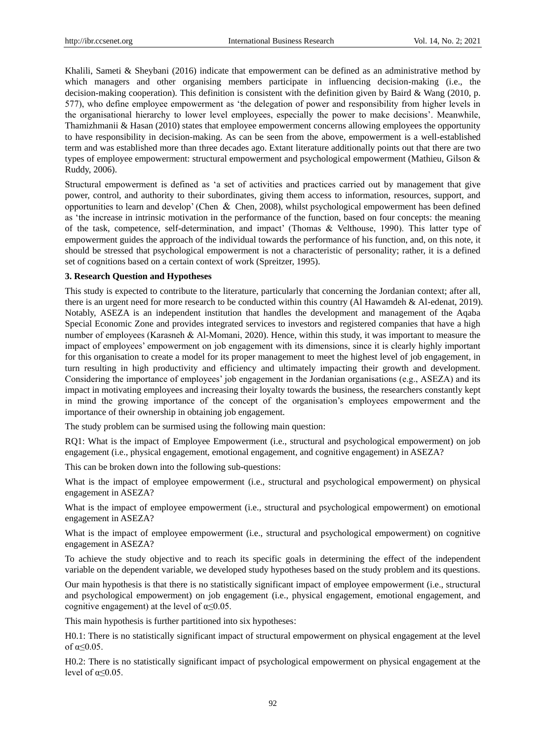Khalili, Sameti & Sheybani (2016) indicate that empowerment can be defined as an administrative method by which managers and other organising members participate in influencing decision-making (i.e., the decision-making cooperation). This definition is consistent with the definition given by Baird & Wang (2010, p. 577), who define employee empowerment as 'the delegation of power and responsibility from higher levels in the organisational hierarchy to lower level employees, especially the power to make decisions'. Meanwhile, Thamizhmanii & Hasan (2010) states that employee empowerment concerns allowing employees the opportunity to have responsibility in decision-making. As can be seen from the above, empowerment is a well-established term and was established more than three decades ago. Extant literature additionally points out that there are two types of employee empowerment: structural empowerment and psychological empowerment (Mathieu, Gilson & Ruddy, 2006).

Structural empowerment is defined as 'a set of activities and practices carried out by management that give power, control, and authority to their subordinates, giving them access to information, resources, support, and opportunities to learn and develop' (Chen & Chen, 2008), whilst psychological empowerment has been defined as 'the increase in intrinsic motivation in the performance of the function, based on four concepts: the meaning of the task, competence, self-determination, and impact' (Thomas & Velthouse, 1990). This latter type of empowerment guides the approach of the individual towards the performance of his function, and, on this note, it should be stressed that psychological empowerment is not a characteristic of personality; rather, it is a defined set of cognitions based on a certain context of work (Spreitzer, 1995).

### 3. Research Question and Hypotheses

This study is expected to contribute to the literature, particularly that concerning the Jordanian context; after all, there is an urgent need for more research to be conducted within this country (Al Hawamdeh & Al-edenat, 2019). Notably, ASEZA is an independent institution that handles the development and management of the Aqaba Special Economic Zone and provides integrated services to investors and registered companies that have a high number of employees (Karasneh & Al-Momani, 2020). Hence, within this study, it was important to measure the impact of employees' empowerment on job engagement with its dimensions, since it is clearly highly important for this organisation to create a model for its proper management to meet the highest level of job engagement, in turn resulting in high productivity and efficiency and ultimately impacting their growth and development. Considering the importance of employees' job engagement in the Jordanian organisations (e.g., ASEZA) and its impact in motivating employees and increasing their loyalty towards the business, the researchers constantly kept in mind the growing importance of the concept of the organisation's employees empowerment and the importance of their ownership in obtaining job engagement.

The study problem can be surmised using the following main question:

RQ1: What is the impact of Employee Empowerment (i.e., structural and psychological empowerment) on job engagement (i.e., physical engagement, emotional engagement, and cognitive engagement) in ASEZA?

This can be broken down into the following sub-questions:

What is the impact of employee empowerment (i.e., structural and psychological empowerment) on physical engagement in ASEZA?

What is the impact of employee empowerment (i.e., structural and psychological empowerment) on emotional engagement in ASEZA?

What is the impact of employee empowerment (i.e., structural and psychological empowerment) on cognitive engagement in ASEZA?

To achieve the study objective and to reach its specific goals in determining the effect of the independent variable on the dependent variable, we developed study hypotheses based on the study problem and its questions.

Our main hypothesis is that there is no statistically significant impact of employee empowerment (i.e., structural and psychological empowerment) on job engagement (i.e., physical engagement, emotional engagement, and cognitive engagement) at the level of $\alpha \leq 0.05$.

This main hypothesis is further partitioned into six hypotheses:

H0.1: There is no statistically significant impact of structural empowerment on physical engagement at the level of $\alpha \leq 0.05$.

H0.2: There is no statistically significant impact of psychological empowerment on physical engagement at the level of $\alpha \leq 0.05$.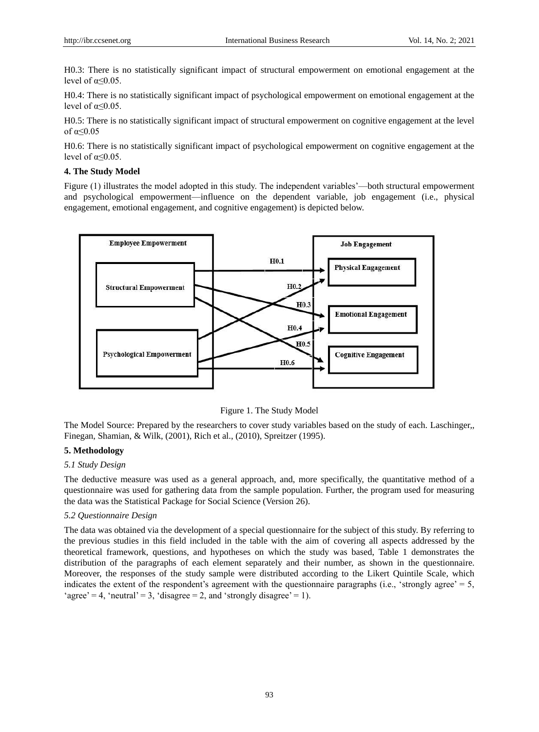H0.3: There is no statistically significant impact of structural empowerment on emotional engagement at the level of α≤0.05.

H0.4: There is no statistically significant impact of psychological empowerment on emotional engagement at the level of α≤0.05.

H0.5: There is no statistically significant impact of structural empowerment on cognitive engagement at the level of α≤0.05

H0.6: There is no statistically significant impact of psychological empowerment on cognitive engagement at the level of α≤0.05.

**4. The Study Model**

Figure (1) illustrates the model adopted in this study. The independent variables'—both structural empowerment and psychological empowerment—influence on the dependent variable, job engagement (i.e., physical engagement, emotional engagement, and cognitive engagement) is depicted below.

Figure 1. The Study Model

The Model Source: Prepared by the researchers to cover study variables based on the study of each. Laschinger,, Finegan, Shamian, & Wilk, (2001), Rich et al., (2010), Spreitzer (1995).

**5. Methodology**

*5.1 Study Design*

The deductive measure was used as a general approach, and, more specifically, the quantitative method of a questionnaire was used for gathering data from the sample population. Further, the program used for measuring the data was the Statistical Package for Social Science (Version 26).

*5.2 Questionnaire Design*

The data was obtained via the development of a special questionnaire for the subject of this study. By referring to the previous studies in this field included in the table with the aim of covering all aspects addressed by the theoretical framework, questions, and hypotheses on which the study was based, Table 1 demonstrates the distribution of the paragraphs of each element separately and their number, as shown in the questionnaire. Moreover, the responses of the study sample were distributed according to the Likert Quintile Scale, which indicates the extent of the respondent's agreement with the questionnaire paragraphs (i.e., 'strongly agree' = 5, 'agree' = 4, 'neutral' = 3, 'disagree = 2, and 'strongly disagree' = 1).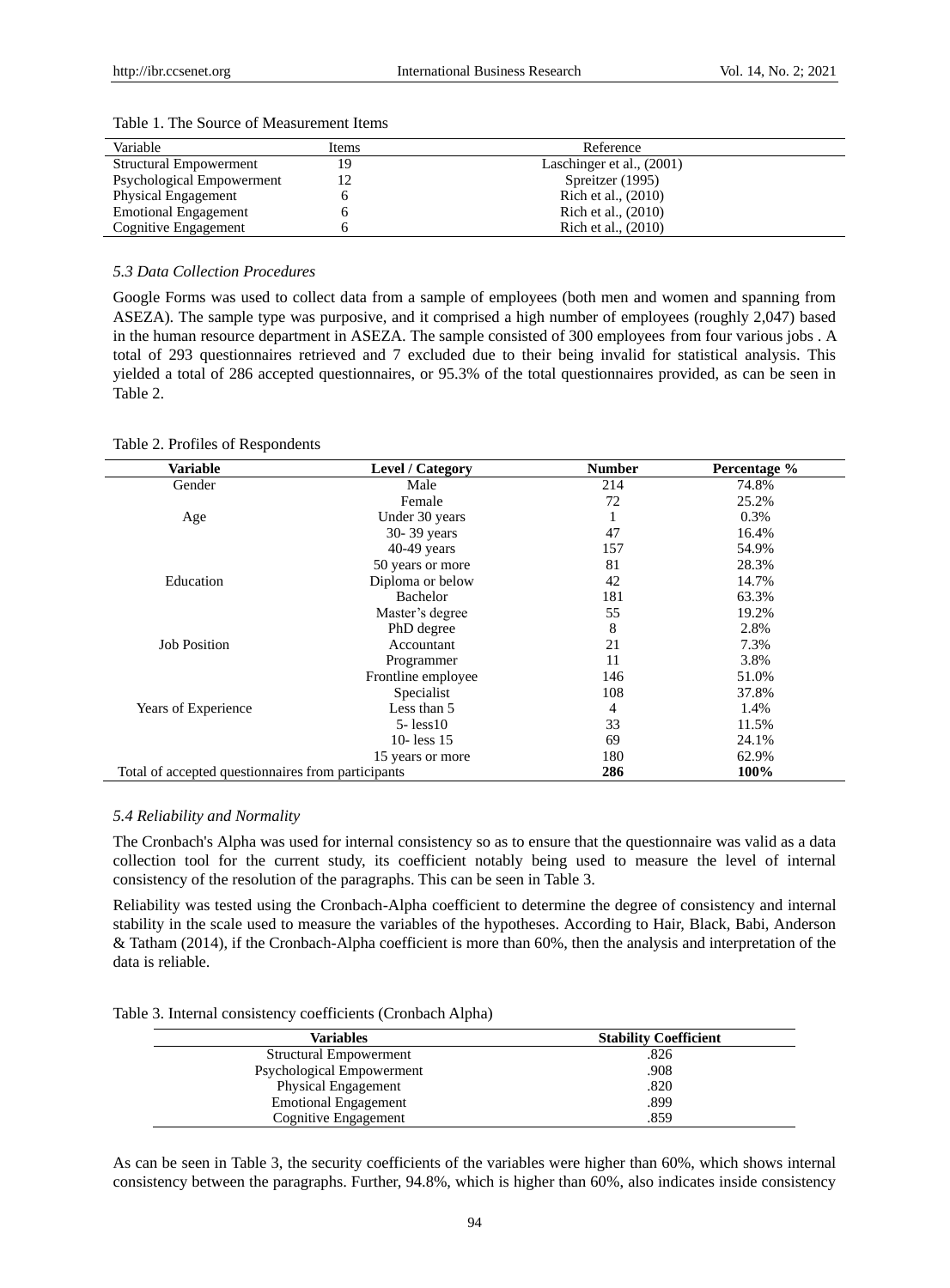Table 1. The Source of Measurement Items

| Variable | Items | Reference |
|---|---|---|
| Structural Empowerment | 19 | Laschinger et al., (2001) |
| Psychological Empowerment | 12 | Spreitzer (1995) |
| Physical Engagement | 6 | Rich et al., (2010) |
| Emotional Engagement | 6 | Rich et al., (2010) |
| Cognitive Engagement | 6 | Rich et al., (2010) |

### *5.3 Data Collection Procedures*

Google Forms was used to collect data from a sample of employees (both men and women and spanning from ASEZA). The sample type was purposive, and it comprised a high number of employees (roughly 2,047) based in the human resource department in ASEZA. The sample consisted of 300 employees from four various jobs . A total of 293 questionnaires retrieved and 7 excluded due to their being invalid for statistical analysis. This yielded a total of 286 accepted questionnaires, or 95.3% of the total questionnaires provided, as can be seen in Table 2.

Table 2. Profiles of Respondents

| Variable | Level / Category | Number | Percentage % |
|---|---|---|---|
| Gender | Male | 214 | 74.8% |
| | Female | 72 | 25.2% |
| Age | Under 30 years | 1 | 0.3% |
| | 30- 39 years | 47 | 16.4% |
| | 40-49 years | 157 | 54.9% |
| | 50 years or more | 81 | 28.3% |
| Education | Diploma or below | 42 | 14.7% |
| | Bachelor | 181 | 63.3% |
| | Master's degree | 55 | 19.2% |
| | PhD degree | 8 | 2.8% |
| Job Position | Accountant | 21 | 7.3% |
| | Programmer | 11 | 3.8% |
| | Frontline employee | 146 | 51.0% |
| | Specialist | 108 | 37.8% |
| Years of Experience | Less than 5 | 4 | 1.4% |
| | 5- less10 | 33 | 11.5% |
| | 10- less 15 | 69 | 24.1% |
| | 15 years or more | 180 | 62.9% |
| Total of accepted questionnaires from participants | | **286** | **100%** |

### *5.4 Reliability and Normality*

The Cronbach's Alpha was used for internal consistency so as to ensure that the questionnaire was valid as a data collection tool for the current study, its coefficient notably being used to measure the level of internal consistency of the resolution of the paragraphs. This can be seen in Table 3.

Reliability was tested using the Cronbach-Alpha coefficient to determine the degree of consistency and internal stability in the scale used to measure the variables of the hypotheses. According to Hair, Black, Babi, Anderson & Tatham (2014), if the Cronbach-Alpha coefficient is more than 60%, then the analysis and interpretation of the data is reliable.

Table 3. Internal consistency coefficients (Cronbach Alpha)

| Variables | Stability Coefficient |
|---|---|
| Structural Empowerment | .826 |
| Psychological Empowerment | .908 |
| Physical Engagement | .820 |
| Emotional Engagement | .899 |
| Cognitive Engagement | .859 |

As can be seen in Table 3, the security coefficients of the variables were higher than 60%, which shows internal consistency between the paragraphs. Further, 94.8%, which is higher than 60%, also indicates inside consistency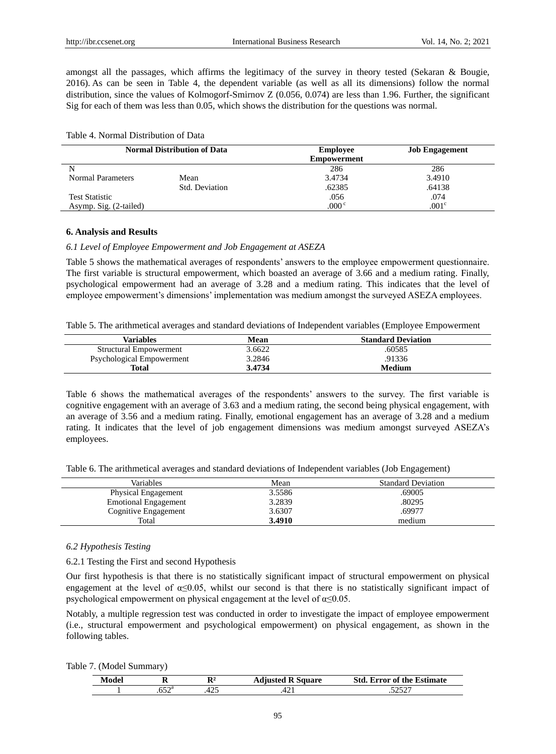amongst all the passages, which affirms the legitimacy of the survey in theory tested (Sekaran & Bougie, 2016). As can be seen in Table 4, the dependent variable (as well as all its dimensions) follow the normal distribution, since the values of Kolmogorf-Smirnov Z (0.056, 0.074) are less than 1.96. Further, the significant Sig for each of them was less than 0.05, which shows the distribution for the questions was normal.

Table 4. Normal Distribution of Data

| Normal Distribution of Data | | Employee Empowerment | Job Engagement |
|---|---|---|---|
| N | | 286 | 286 |
| Normal Parameters | Mean | 3.4734 | 3.4910 |
| | Std. Deviation | .62385 | .64138 |
| Test Statistic | | .056 | .074 |
| Asymp. Sig. (2-tailed) | | .000[c] | .001[c] |

## 6. Analysis and Results

### *6.1 Level of Employee Empowerment and Job Engagement at ASEZA*

Table 5 shows the mathematical averages of respondents' answers to the employee empowerment questionnaire. The first variable is structural empowerment, which boasted an average of 3.66 and a medium rating. Finally, psychological empowerment had an average of 3.28 and a medium rating. This indicates that the level of employee empowerment's dimensions' implementation was medium amongst the surveyed ASEZA employees.

Table 5. The arithmetical averages and standard deviations of Independent variables (Employee Empowerment

| Variables | Mean | Standard Deviation |
|---|---|---|
| Structural Empowerment | 3.6622 | .60585 |
| Psychological Empowerment | 3.2846 | .91336 |
| **Total** | **3.4734** | **Medium** |

Table 6 shows the mathematical averages of the respondents' answers to the survey. The first variable is cognitive engagement with an average of 3.63 and a medium rating, the second being physical engagement, with an average of 3.56 and a medium rating. Finally, emotional engagement has an average of 3.28 and a medium rating. It indicates that the level of job engagement dimensions was medium amongst surveyed ASEZA's employees.

Table 6. The arithmetical averages and standard deviations of Independent variables (Job Engagement)

| Variables | Mean | Standard Deviation |
|---|---|---|
| Physical Engagement | 3.5586 | .69005 |
| Emotional Engagement | 3.2839 | .80295 |
| Cognitive Engagement | 3.6307 | .69977 |
| Total | **3.4910** | medium |

### *6.2 Hypothesis Testing*

6.2.1 Testing the First and second Hypothesis

Our first hypothesis is that there is no statistically significant impact of structural empowerment on physical engagement at the level of $\alpha \leq 0.05$, whilst our second is that there is no statistically significant impact of psychological empowerment on physical engagement at the level of $\alpha \leq 0.05$.

Notably, a multiple regression test was conducted in order to investigate the impact of employee empowerment (i.e., structural empowerment and psychological empowerment) on physical engagement, as shown in the following tables.

Table 7. (Model Summary)

| Model | R | $R^2$ | Adjusted R Square | Std. Error of the Estimate |
|---|---|---|---|---|
| 1 | .652[a] | .425 | .421 | .52527 |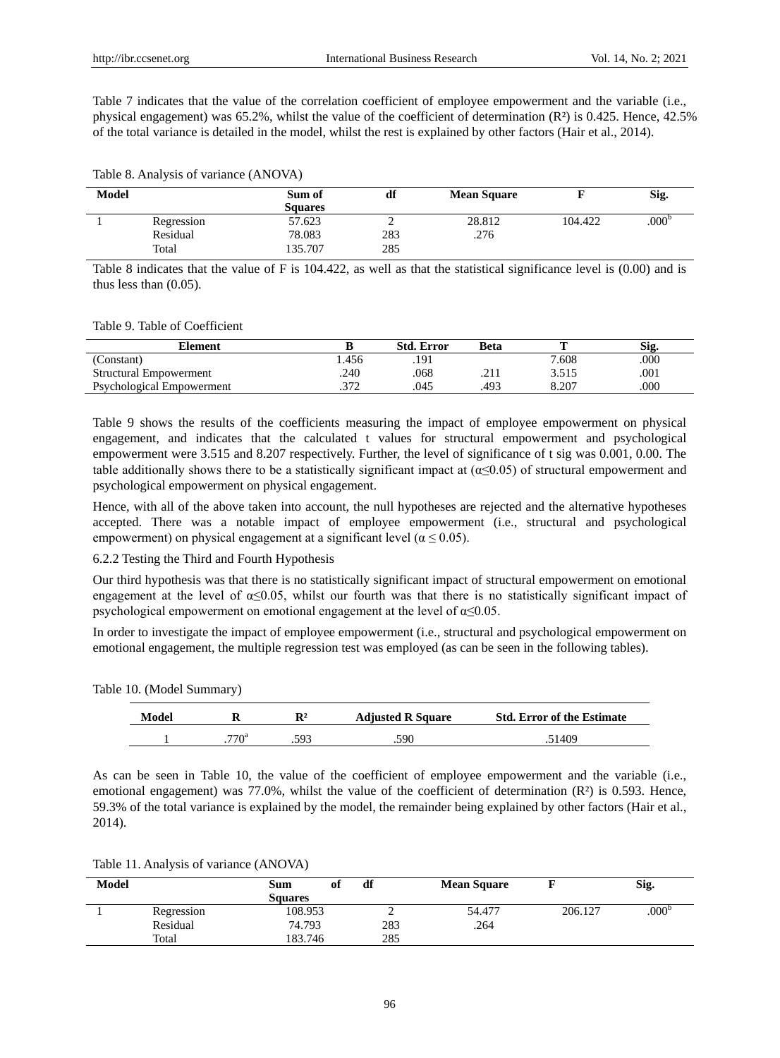Table 7 indicates that the value of the correlation coefficient of employee empowerment and the variable (i.e., physical engagement) was 65.2%, whilst the value of the coefficient of determination ($R^2$) is 0.425. Hence, 42.5% of the total variance is detailed in the model, whilst the rest is explained by other factors (Hair et al., 2014).

Table 8. Analysis of variance (ANOVA)

| Model | | Sum of Squares | df | Mean Square | F | Sig. |
|---|---|---|---|---|---|---|
| 1 | Regression | 57.623 | 2 | 28.812 | 104.422 | .000[b] |
| | Residual | 78.083 | 283 | .276 | | |
| | Total | 135.707 | 285 | | | |

Table 8 indicates that the value of F is 104.422, as well as that the statistical significance level is (0.00) and is thus less than (0.05).

Table 9. Table of Coefficient

| Element | B | Std. Error | Beta | T | Sig. |
|---|---|---|---|---|---|
| (Constant) | 1.456 | .191 | | 7.608 | .000 |
| Structural Empowerment | .240 | .068 | .211 | 3.515 | .001 |
| Psychological Empowerment | .372 | .045 | .493 | 8.207 | .000 |

Table 9 shows the results of the coefficients measuring the impact of employee empowerment on physical engagement, and indicates that the calculated t values for structural empowerment and psychological empowerment were 3.515 and 8.207 respectively. Further, the level of significance of t sig was 0.001, 0.00. The table additionally shows there to be a statistically significant impact at ($\alpha \leq 0.05$) of structural empowerment and psychological empowerment on physical engagement.

Hence, with all of the above taken into account, the null hypotheses are rejected and the alternative hypotheses accepted. There was a notable impact of employee empowerment (i.e., structural and psychological empowerment) on physical engagement at a significant level ($\alpha \leq 0.05$).

6.2.2 Testing the Third and Fourth Hypothesis

Our third hypothesis was that there is no statistically significant impact of structural empowerment on emotional engagement at the level of $\alpha \leq 0.05$, whilst our fourth was that there is no statistically significant impact of psychological empowerment on emotional engagement at the level of $\alpha \leq 0.05$.

In order to investigate the impact of employee empowerment (i.e., structural and psychological empowerment on emotional engagement, the multiple regression test was employed (as can be seen in the following tables).

Table 10. (Model Summary)

| Model | R | $R^2$ | Adjusted R Square | Std. Error of the Estimate |
|---|---|---|---|---|
| 1 | .770[a] | .593 | .590 | .51409 |

As can be seen in Table 10, the value of the coefficient of employee empowerment and the variable (i.e., emotional engagement) was 77.0%, whilst the value of the coefficient of determination ($R^2$) is 0.593. Hence, 59.3% of the total variance is explained by the model, the remainder being explained by other factors (Hair et al., 2014).

Table 11. Analysis of variance (ANOVA)

| Model | | Sum of Squares | df | Mean Square | F | Sig. |
|---|---|---|---|---|---|---|
| 1 | Regression | 108.953 | 2 | 54.477 | 206.127 | .000[b] |
| | Residual | 74.793 | 283 | .264 | | |
| | Total | 183.746 | 285 | | | |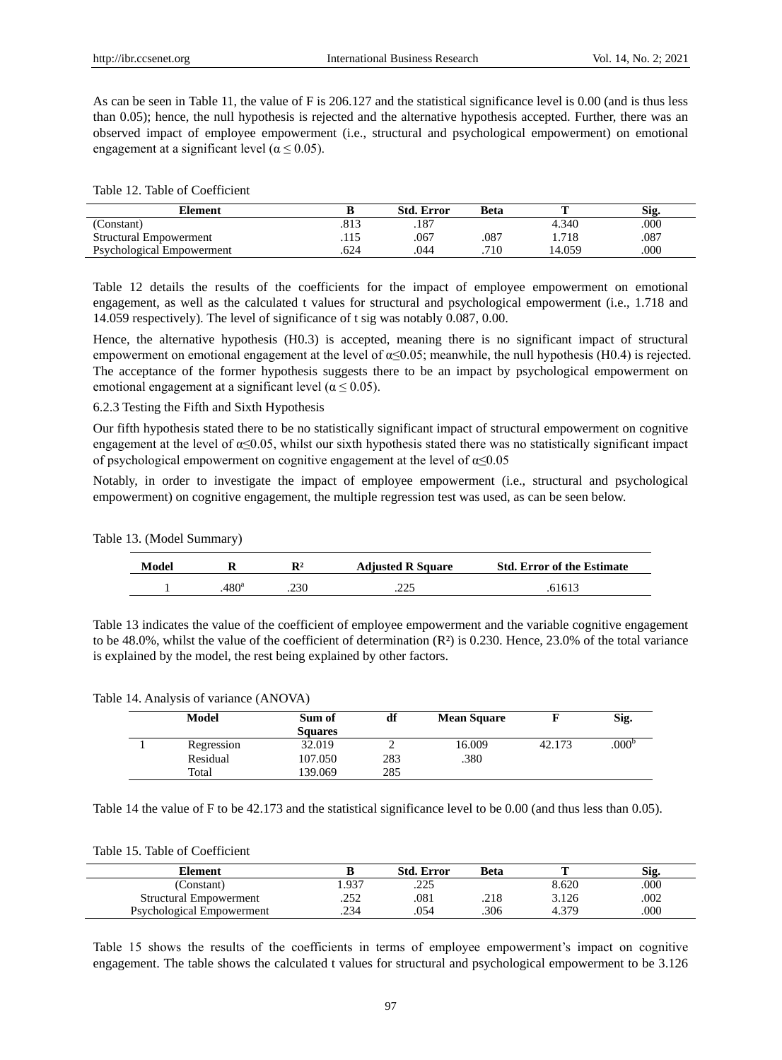As can be seen in Table 11, the value of F is 206.127 and the statistical significance level is 0.00 (and is thus less than 0.05); hence, the null hypothesis is rejected and the alternative hypothesis accepted. Further, there was an observed impact of employee empowerment (i.e., structural and psychological empowerment) on emotional engagement at a significant level ($\alpha \leq 0.05$).

Table 12. Table of Coefficient

| Element | B | Std. Error | Beta | T | Sig. |
|---|---|---|---|---|---|
| (Constant) | .813 | .187 | | 4.340 | .000 |
| Structural Empowerment | .115 | .067 | .087 | 1.718 | .087 |
| Psychological Empowerment | .624 | .044 | .710 | 14.059 | .000 |

Table 12 details the results of the coefficients for the impact of employee empowerment on emotional engagement, as well as the calculated t values for structural and psychological empowerment (i.e., 1.718 and 14.059 respectively). The level of significance of t sig was notably 0.087, 0.00.

Hence, the alternative hypothesis (H0.3) is accepted, meaning there is no significant impact of structural empowerment on emotional engagement at the level of $\alpha \leq 0.05$; meanwhile, the null hypothesis (H0.4) is rejected. The acceptance of the former hypothesis suggests there to be an impact by psychological empowerment on emotional engagement at a significant level ($\alpha \leq 0.05$).

6.2.3 Testing the Fifth and Sixth Hypothesis

Our fifth hypothesis stated there to be no statistically significant impact of structural empowerment on cognitive engagement at the level of $\alpha \leq 0.05$, whilst our sixth hypothesis stated there was no statistically significant impact of psychological empowerment on cognitive engagement at the level of $\alpha \leq 0.05$

Notably, in order to investigate the impact of employee empowerment (i.e., structural and psychological empowerment) on cognitive engagement, the multiple regression test was used, as can be seen below.

Table 13. (Model Summary)

| Model | R | $R^2$ | Adjusted R Square | Std. Error of the Estimate |
|---|---|---|---|---|
| 1 | .480[a] | .230 | .225 | .61613 |

Table 13 indicates the value of the coefficient of employee empowerment and the variable cognitive engagement to be 48.0%, whilst the value of the coefficient of determination ($R^2$) is 0.230. Hence, 23.0% of the total variance is explained by the model, the rest being explained by other factors.

Table 14. Analysis of variance (ANOVA)

| | Model | Sum of Squares | df | Mean Square | F | Sig. |
|---|---|---|---|---|---|---|
| 1 | Regression | 32.019 | 2 | 16.009 | 42.173 | .000[b] |
| | Residual | 107.050 | 283 | .380 | | |
| | Total | 139.069 | 285 | | | |

Table 14 the value of F to be 42.173 and the statistical significance level to be 0.00 (and thus less than 0.05).

Table 15. Table of Coefficient

| Element | B | Std. Error | Beta | T | Sig. |
|---|---|---|---|---|---|
| (Constant) | 1.937 | .225 | | 8.620 | .000 |
| Structural Empowerment | .252 | .081 | .218 | 3.126 | .002 |
| Psychological Empowerment | .234 | .054 | .306 | 4.379 | .000 |

Table 15 shows the results of the coefficients in terms of employee empowerment's impact on cognitive engagement. The table shows the calculated t values for structural and psychological empowerment to be 3.126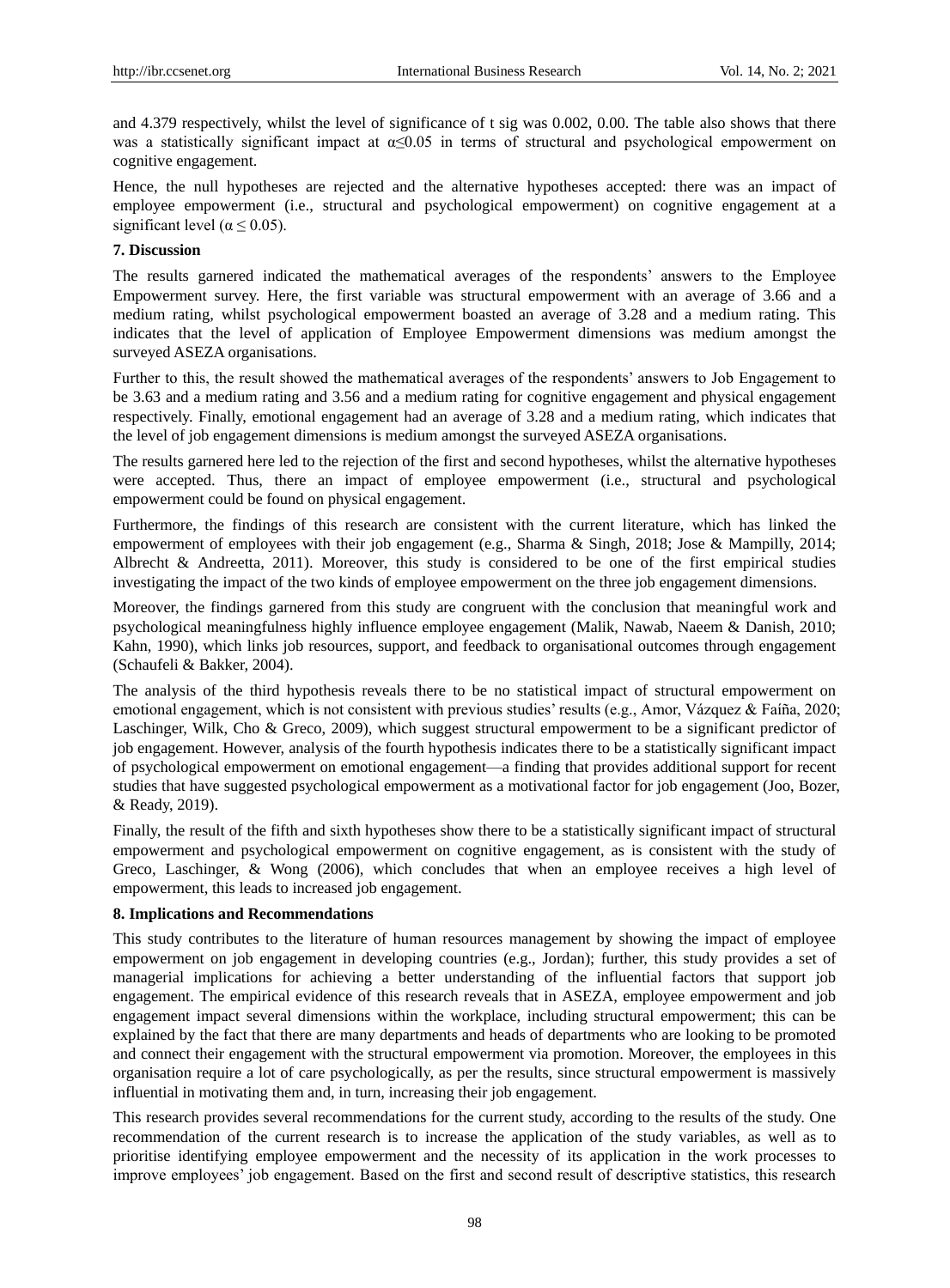and 4.379 respectively, whilst the level of significance of t sig was 0.002, 0.00. The table also shows that there was a statistically significant impact at $\alpha \leq 0.05$ in terms of structural and psychological empowerment on cognitive engagement.

Hence, the null hypotheses are rejected and the alternative hypotheses accepted: there was an impact of employee empowerment (i.e., structural and psychological empowerment) on cognitive engagement at a significant level ($\alpha \leq 0.05$).

## 7. Discussion

The results garnered indicated the mathematical averages of the respondents' answers to the Employee Empowerment survey. Here, the first variable was structural empowerment with an average of 3.66 and a medium rating, whilst psychological empowerment boasted an average of 3.28 and a medium rating. This indicates that the level of application of Employee Empowerment dimensions was medium amongst the surveyed ASEZA organisations.

Further to this, the result showed the mathematical averages of the respondents' answers to Job Engagement to be 3.63 and a medium rating and 3.56 and a medium rating for cognitive engagement and physical engagement respectively. Finally, emotional engagement had an average of 3.28 and a medium rating, which indicates that the level of job engagement dimensions is medium amongst the surveyed ASEZA organisations.

The results garnered here led to the rejection of the first and second hypotheses, whilst the alternative hypotheses were accepted. Thus, there an impact of employee empowerment (i.e., structural and psychological empowerment could be found on physical engagement.

Furthermore, the findings of this research are consistent with the current literature, which has linked the empowerment of employees with their job engagement (e.g., Sharma & Singh, 2018; Jose & Mampilly, 2014; Albrecht & Andreetta, 2011). Moreover, this study is considered to be one of the first empirical studies investigating the impact of the two kinds of employee empowerment on the three job engagement dimensions.

Moreover, the findings garnered from this study are congruent with the conclusion that meaningful work and psychological meaningfulness highly influence employee engagement (Malik, Nawab, Naeem & Danish, 2010; Kahn, 1990), which links job resources, support, and feedback to organisational outcomes through engagement (Schaufeli & Bakker, 2004).

The analysis of the third hypothesis reveals there to be no statistical impact of structural empowerment on emotional engagement, which is not consistent with previous studies' results (e.g., Amor, Vázquez & Faíña, 2020; Laschinger, Wilk, Cho & Greco, 2009), which suggest structural empowerment to be a significant predictor of job engagement. However, analysis of the fourth hypothesis indicates there to be a statistically significant impact of psychological empowerment on emotional engagement—a finding that provides additional support for recent studies that have suggested psychological empowerment as a motivational factor for job engagement (Joo, Bozer, & Ready, 2019).

Finally, the result of the fifth and sixth hypotheses show there to be a statistically significant impact of structural empowerment and psychological empowerment on cognitive engagement, as is consistent with the study of Greco, Laschinger, & Wong (2006), which concludes that when an employee receives a high level of empowerment, this leads to increased job engagement.

## 8. Implications and Recommendations

This study contributes to the literature of human resources management by showing the impact of employee empowerment on job engagement in developing countries (e.g., Jordan); further, this study provides a set of managerial implications for achieving a better understanding of the influential factors that support job engagement. The empirical evidence of this research reveals that in ASEZA, employee empowerment and job engagement impact several dimensions within the workplace, including structural empowerment; this can be explained by the fact that there are many departments and heads of departments who are looking to be promoted and connect their engagement with the structural empowerment via promotion. Moreover, the employees in this organisation require a lot of care psychologically, as per the results, since structural empowerment is massively influential in motivating them and, in turn, increasing their job engagement.

This research provides several recommendations for the current study, according to the results of the study. One recommendation of the current research is to increase the application of the study variables, as well as to prioritise identifying employee empowerment and the necessity of its application in the work processes to improve employees' job engagement. Based on the first and second result of descriptive statistics, this research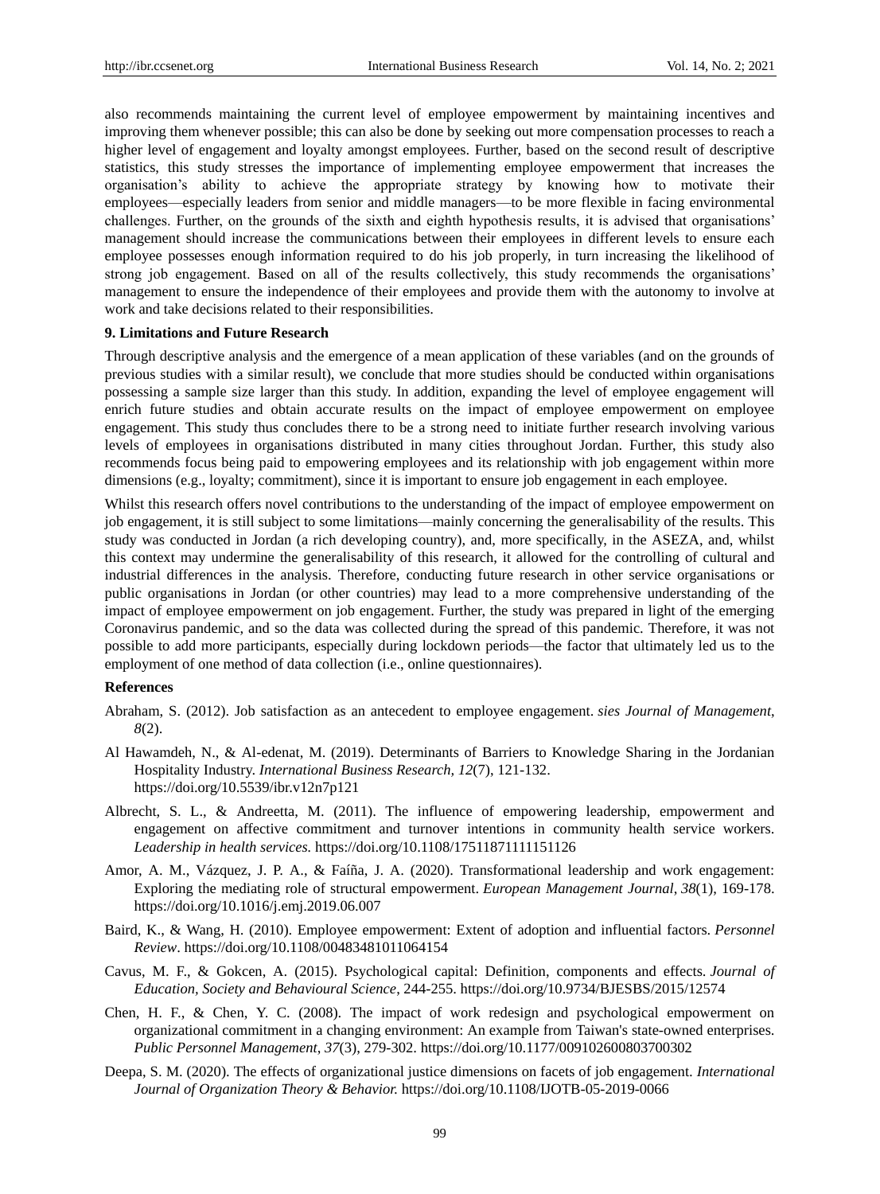also recommends maintaining the current level of employee empowerment by maintaining incentives and improving them whenever possible; this can also be done by seeking out more compensation processes to reach a higher level of engagement and loyalty amongst employees. Further, based on the second result of descriptive statistics, this study stresses the importance of implementing employee empowerment that increases the organisation's ability to achieve the appropriate strategy by knowing how to motivate their employees—especially leaders from senior and middle managers—to be more flexible in facing environmental challenges. Further, on the grounds of the sixth and eighth hypothesis results, it is advised that organisations' management should increase the communications between their employees in different levels to ensure each employee possesses enough information required to do his job properly, in turn increasing the likelihood of strong job engagement. Based on all of the results collectively, this study recommends the organisations' management to ensure the independence of their employees and provide them with the autonomy to involve at work and take decisions related to their responsibilities.

## 9. Limitations and Future Research

Through descriptive analysis and the emergence of a mean application of these variables (and on the grounds of previous studies with a similar result), we conclude that more studies should be conducted within organisations possessing a sample size larger than this study. In addition, expanding the level of employee engagement will enrich future studies and obtain accurate results on the impact of employee empowerment on employee engagement. This study thus concludes there to be a strong need to initiate further research involving various levels of employees in organisations distributed in many cities throughout Jordan. Further, this study also recommends focus being paid to empowering employees and its relationship with job engagement within more dimensions (e.g., loyalty; commitment), since it is important to ensure job engagement in each employee.

Whilst this research offers novel contributions to the understanding of the impact of employee empowerment on job engagement, it is still subject to some limitations—mainly concerning the generalisability of the results. This study was conducted in Jordan (a rich developing country), and, more specifically, in the ASEZA, and, whilst this context may undermine the generalisability of this research, it allowed for the controlling of cultural and industrial differences in the analysis. Therefore, conducting future research in other service organisations or public organisations in Jordan (or other countries) may lead to a more comprehensive understanding of the impact of employee empowerment on job engagement. Further, the study was prepared in light of the emerging Coronavirus pandemic, and so the data was collected during the spread of this pandemic. Therefore, it was not possible to add more participants, especially during lockdown periods—the factor that ultimately led us to the employment of one method of data collection (i.e., online questionnaires).

## References

Abraham, S. (2012). Job satisfaction as an antecedent to employee engagement. *sies Journal of Management*, *8*(2).

Al Hawamdeh, N., & Al-edenat, M. (2019). Determinants of Barriers to Knowledge Sharing in the Jordanian Hospitality Industry. *International Business Research, 12*(7), 121-132. https://doi.org/10.5539/ibr.v12n7p121

Albrecht, S. L., & Andreetta, M. (2011). The influence of empowering leadership, empowerment and engagement on affective commitment and turnover intentions in community health service workers. *Leadership in health services.* https://doi.org/10.1108/17511871111151126

Amor, A. M., Vázquez, J. P. A., & Faíña, J. A. (2020). Transformational leadership and work engagement: Exploring the mediating role of structural empowerment. *European Management Journal, 38*(1), 169-178. https://doi.org/10.1016/j.emj.2019.06.007

Baird, K., & Wang, H. (2010). Employee empowerment: Extent of adoption and influential factors. *Personnel Review*. https://doi.org/10.1108/00483481011064154

Cavus, M. F., & Gokcen, A. (2015). Psychological capital: Definition, components and effects. *Journal of Education, Society and Behavioural Science*, 244-255. https://doi.org/10.9734/BJESBS/2015/12574

Chen, H. F., & Chen, Y. C. (2008). The impact of work redesign and psychological empowerment on organizational commitment in a changing environment: An example from Taiwan's state-owned enterprises. *Public Personnel Management, 37*(3), 279-302. https://doi.org/10.1177/009102600803700302

Deepa, S. M. (2020). The effects of organizational justice dimensions on facets of job engagement. *International Journal of Organization Theory & Behavior.* https://doi.org/10.1108/IJOTB-05-2019-0066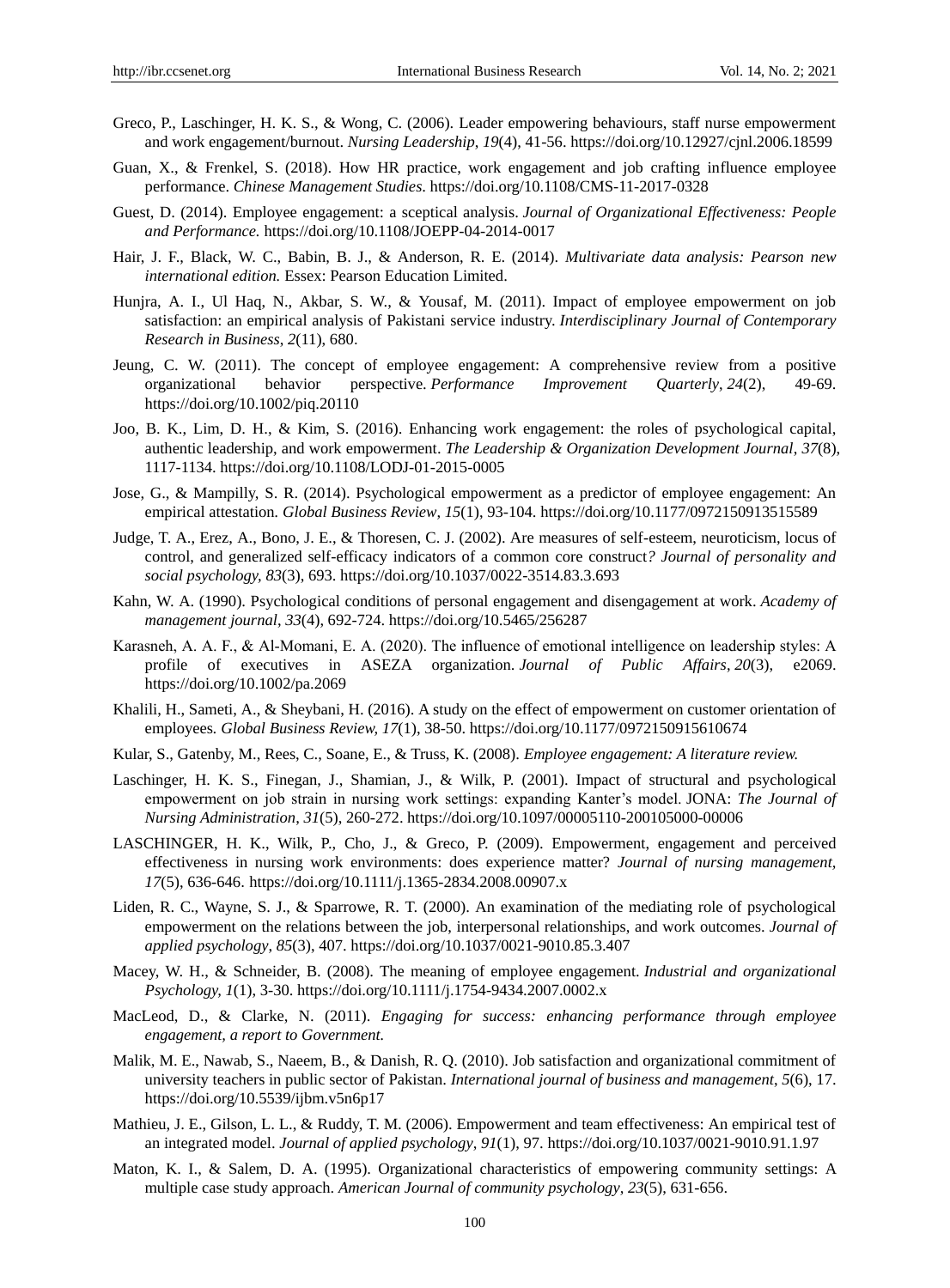Greco, P., Laschinger, H. K. S., & Wong, C. (2006). Leader empowering behaviours, staff nurse empowerment and work engagement/burnout. *Nursing Leadership*, *19*(4), 41-56. https://doi.org/10.12927/cjnl.2006.18599

Guan, X., & Frenkel, S. (2018). How HR practice, work engagement and job crafting influence employee performance. *Chinese Management Studies*. https://doi.org/10.1108/CMS-11-2017-0328

Guest, D. (2014). Employee engagement: a sceptical analysis. *Journal of Organizational Effectiveness: People and Performance.* https://doi.org/10.1108/JOEPP-04-2014-0017

Hair, J. F., Black, W. C., Babin, B. J., & Anderson, R. E. (2014). *Multivariate data analysis: Pearson new international edition.* Essex: Pearson Education Limited.

Hunjra, A. I., Ul Haq, N., Akbar, S. W., & Yousaf, M. (2011). Impact of employee empowerment on job satisfaction: an empirical analysis of Pakistani service industry. *Interdisciplinary Journal of Contemporary Research in Business*, *2*(11), 680.

Jeung, C. W. (2011). The concept of employee engagement: A comprehensive review from a positive organizational behavior perspective. *Performance Improvement Quarterly*, *24*(2), 49-69. https://doi.org/10.1002/piq.20110

Joo, B. K., Lim, D. H., & Kim, S. (2016). Enhancing work engagement: the roles of psychological capital, authentic leadership, and work empowerment. *The Leadership & Organization Development Journal*, *37*(8), 1117-1134. https://doi.org/10.1108/LODJ-01-2015-0005

Jose, G., & Mampilly, S. R. (2014). Psychological empowerment as a predictor of employee engagement: An empirical attestation. *Global Business Review*, *15*(1), 93-104. https://doi.org/10.1177/0972150913515589

Judge, T. A., Erez, A., Bono, J. E., & Thoresen, C. J. (2002). Are measures of self-esteem, neuroticism, locus of control, and generalized self-efficacy indicators of a common core construct*? Journal of personality and social psychology*, *83*(3), 693. https://doi.org/10.1037/0022-3514.83.3.693

Kahn, W. A. (1990). Psychological conditions of personal engagement and disengagement at work. *Academy of management journal*, *33*(4), 692-724. https://doi.org/10.5465/256287

Karasneh, A. A. F., & Al-Momani, E. A. (2020). The influence of emotional intelligence on leadership styles: A profile of executives in ASEZA organization. *Journal of Public Affairs*, *20*(3), e2069. https://doi.org/10.1002/pa.2069

Khalili, H., Sameti, A., & Sheybani, H. (2016). A study on the effect of empowerment on customer orientation of employees. *Global Business Review, 17*(1), 38-50. https://doi.org/10.1177/0972150915610674

Kular, S., Gatenby, M., Rees, C., Soane, E., & Truss, K. (2008). *Employee engagement: A literature review.*

Laschinger, H. K. S., Finegan, J., Shamian, J., & Wilk, P. (2001). Impact of structural and psychological empowerment on job strain in nursing work settings: expanding Kanter's model. JONA: *The Journal of Nursing Administration*, *31*(5), 260-272. https://doi.org/10.1097/00005110-200105000-00006

LASCHINGER, H. K., Wilk, P., Cho, J., & Greco, P. (2009). Empowerment, engagement and perceived effectiveness in nursing work environments: does experience matter? *Journal of nursing management, 17*(5), 636-646. https://doi.org/10.1111/j.1365-2834.2008.00907.x

Liden, R. C., Wayne, S. J., & Sparrowe, R. T. (2000). An examination of the mediating role of psychological empowerment on the relations between the job, interpersonal relationships, and work outcomes. *Journal of applied psychology*, *85*(3), 407. https://doi.org/10.1037/0021-9010.85.3.407

Macey, W. H., & Schneider, B. (2008). The meaning of employee engagement. *Industrial and organizational Psychology, 1*(1), 3-30. https://doi.org/10.1111/j.1754-9434.2007.0002.x

MacLeod, D., & Clarke, N. (2011). *Engaging for success: enhancing performance through employee engagement, a report to Government.*

Malik, M. E., Nawab, S., Naeem, B., & Danish, R. Q. (2010). Job satisfaction and organizational commitment of university teachers in public sector of Pakistan. *International journal of business and management*, *5*(6), 17. https://doi.org/10.5539/ijbm.v5n6p17

Mathieu, J. E., Gilson, L. L., & Ruddy, T. M. (2006). Empowerment and team effectiveness: An empirical test of an integrated model. *Journal of applied psychology*, *91*(1), 97. https://doi.org/10.1037/0021-9010.91.1.97

Maton, K. I., & Salem, D. A. (1995). Organizational characteristics of empowering community settings: A multiple case study approach. *American Journal of community psychology*, *23*(5), 631-656.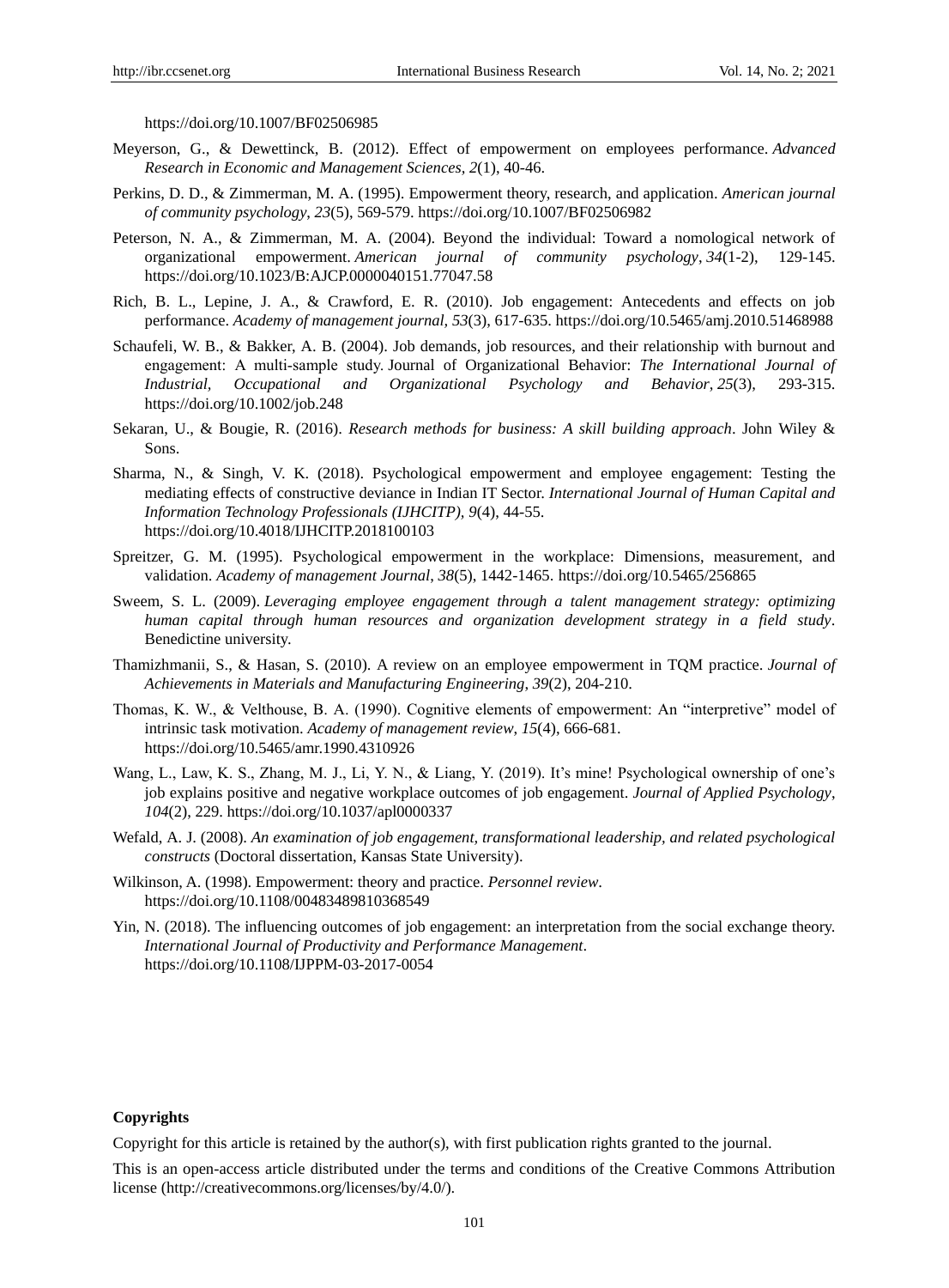https://doi.org/10.1007/BF02506985

Meyerson, G., & Dewettinck, B. (2012). Effect of empowerment on employees performance. *Advanced Research in Economic and Management Sciences, 2*(1), 40-46.

Perkins, D. D., & Zimmerman, M. A. (1995). Empowerment theory, research, and application. *American journal of community psychology*, *23*(5), 569-579. https://doi.org/10.1007/BF02506982

Peterson, N. A., & Zimmerman, M. A. (2004). Beyond the individual: Toward a nomological network of organizational empowerment. *American journal of community psychology*, *34*(1-2), 129-145. https://doi.org/10.1023/B:AJCP.0000040151.77047.58

Rich, B. L., Lepine, J. A., & Crawford, E. R. (2010). Job engagement: Antecedents and effects on job performance. *Academy of management journal, 53*(3), 617-635. https://doi.org/10.5465/amj.2010.51468988

Schaufeli, W. B., & Bakker, A. B. (2004). Job demands, job resources, and their relationship with burnout and engagement: A multi-sample study. Journal of Organizational Behavior: *The International Journal of Industrial, Occupational and Organizational Psychology and Behavior*, *25*(3), 293-315. https://doi.org/10.1002/job.248

Sekaran, U., & Bougie, R. (2016). *Research methods for business: A skill building approach*. John Wiley & Sons.

Sharma, N., & Singh, V. K. (2018). Psychological empowerment and employee engagement: Testing the mediating effects of constructive deviance in Indian IT Sector. *International Journal of Human Capital and Information Technology Professionals (IJHCITP), 9*(4), 44-55. https://doi.org/10.4018/IJHCITP.2018100103

Spreitzer, G. M. (1995). Psychological empowerment in the workplace: Dimensions, measurement, and validation. *Academy of management Journal*, *38*(5), 1442-1465. https://doi.org/10.5465/256865

Sweem, S. L. (2009). *Leveraging employee engagement through a talent management strategy: optimizing human capital through human resources and organization development strategy in a field study*. Benedictine university.

Thamizhmanii, S., & Hasan, S. (2010). A review on an employee empowerment in TQM practice. *Journal of Achievements in Materials and Manufacturing Engineering, 39*(2), 204-210.

Thomas, K. W., & Velthouse, B. A. (1990). Cognitive elements of empowerment: An "interpretive" model of intrinsic task motivation. *Academy of management review*, *15*(4), 666-681. https://doi.org/10.5465/amr.1990.4310926

Wang, L., Law, K. S., Zhang, M. J., Li, Y. N., & Liang, Y. (2019). It's mine! Psychological ownership of one's job explains positive and negative workplace outcomes of job engagement. *Journal of Applied Psychology*, *104*(2), 229. https://doi.org/10.1037/apl0000337

Wefald, A. J. (2008). *An examination of job engagement, transformational leadership, and related psychological constructs* (Doctoral dissertation, Kansas State University).

Wilkinson, A. (1998). Empowerment: theory and practice. *Personnel review*. https://doi.org/10.1108/00483489810368549

Yin, N. (2018). The influencing outcomes of job engagement: an interpretation from the social exchange theory. *International Journal of Productivity and Performance Management*. https://doi.org/10.1108/IJPPM-03-2017-0054

**Copyrights**

Copyright for this article is retained by the author(s), with first publication rights granted to the journal.

This is an open-access article distributed under the terms and conditions of the Creative Commons Attribution license (http://creativecommons.org/licenses/by/4.0/).